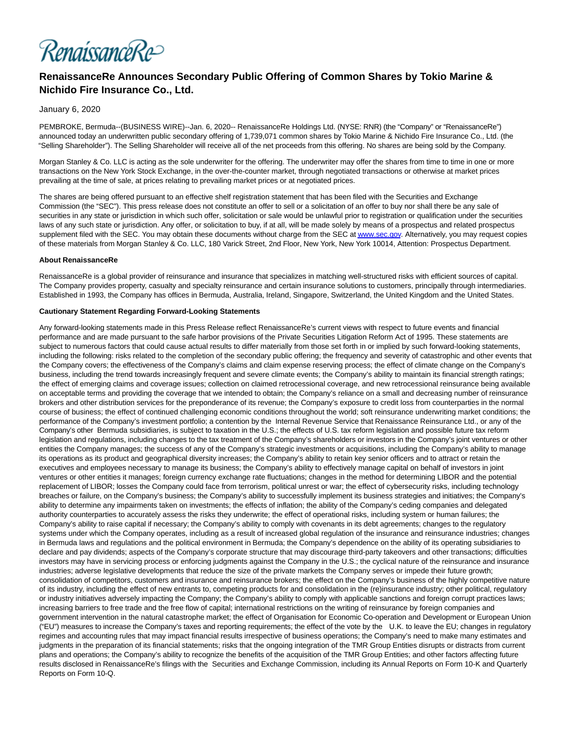RenaissanceRe

# RenaissanceRe Announces Secondary Public Offering of Common Shares by Tokio Marine & Nichido Fire Insurance Co., Ltd.

January 6, 2020

PEMBROKE, Bermuda--(BUSINESS WIRE)--Jan. 6, 2020-- RenaissanceRe Holdings Ltd. (NYSE: RNR) (the "Company" or "RenaissanceRe") announced today an underwritten public secondary offering of 1,739,071 common shares by Tokio Marine & Nichido Fire Insurance Co., Ltd. (the "Selling Shareholder"). The Selling Shareholder will receive all of the net proceeds from this offering. No shares are being sold by the Company.

Morgan Stanley & Co. LLC is acting as the sole underwriter for the offering. The underwriter may offer the shares from time to time in one or more transactions on the New York Stock Exchange, in the over-the-counter market, through negotiated transactions or otherwise at market prices prevailing at the time of sale, at prices relating to prevailing market prices or at negotiated prices.

The shares are being offered pursuant to an effective shelf registration statement that has been filed with the Securities and Exchange Commission (the "SEC"). This press release does not constitute an offer to sell or a solicitation of an offer to buy nor shall there be any sale of securities in any state or jurisdiction in which such offer, solicitation or sale would be unlawful prior to registration or qualification under the securities laws of any such state or jurisdiction. Any offer, or solicitation to buy, if at all, will be made solely by means of a prospectus and related prospectus supplement filed with the SEC. You may obtain these documents without charge from the SEC at www.sec.gov. Alternatively, you may request copies of these materials from Morgan Stanley & Co. LLC, 180 Varick Street, 2nd Floor, New York, New York 10014, Attention: Prospectus Department.

**About RenaissanceRe**

RenaissanceRe is a global provider of reinsurance and insurance that specializes in matching well-structured risks with efficient sources of capital. The Company provides property, casualty and specialty reinsurance and certain insurance solutions to customers, principally through intermediaries. Established in 1993, the Company has offices in Bermuda, Australia, Ireland, Singapore, Switzerland, the United Kingdom and the United States.

**Cautionary Statement Regarding Forward-Looking Statements**

Any forward-looking statements made in this Press Release reflect RenaissanceRe's current views with respect to future events and financial performance and are made pursuant to the safe harbor provisions of the Private Securities Litigation Reform Act of 1995. These statements are subject to numerous factors that could cause actual results to differ materially from those set forth in or implied by such forward-looking statements, including the following: risks related to the completion of the secondary public offering; the frequency and severity of catastrophic and other events that the Company covers; the effectiveness of the Company's claims and claim expense reserving process; the effect of climate change on the Company's business, including the trend towards increasingly frequent and severe climate events; the Company's ability to maintain its financial strength ratings; the effect of emerging claims and coverage issues; collection on claimed retrocessional coverage, and new retrocessional reinsurance being available on acceptable terms and providing the coverage that we intended to obtain; the Company's reliance on a small and decreasing number of reinsurance brokers and other distribution services for the preponderance of its revenue; the Company's exposure to credit loss from counterparties in the normal course of business; the effect of continued challenging economic conditions throughout the world; soft reinsurance underwriting market conditions; the performance of the Company's investment portfolio; a contention by the Internal Revenue Service that Renaissance Reinsurance Ltd., or any of the Company's other Bermuda subsidiaries, is subject to taxation in the U.S.; the effects of U.S. tax reform legislation and possible future tax reform legislation and regulations, including changes to the tax treatment of the Company's shareholders or investors in the Company's joint ventures or other entities the Company manages; the success of any of the Company's strategic investments or acquisitions, including the Company's ability to manage its operations as its product and geographical diversity increases; the Company's ability to retain key senior officers and to attract or retain the executives and employees necessary to manage its business; the Company's ability to effectively manage capital on behalf of investors in joint ventures or other entities it manages; foreign currency exchange rate fluctuations; changes in the method for determining LIBOR and the potential replacement of LIBOR; losses the Company could face from terrorism, political unrest or war; the effect of cybersecurity risks, including technology breaches or failure, on the Company's business; the Company's ability to successfully implement its business strategies and initiatives; the Company's ability to determine any impairments taken on investments; the effects of inflation; the ability of the Company's ceding companies and delegated authority counterparties to accurately assess the risks they underwrite; the effect of operational risks, including system or human failures; the Company's ability to raise capital if necessary; the Company's ability to comply with covenants in its debt agreements; changes to the regulatory systems under which the Company operates, including as a result of increased global regulation of the insurance and reinsurance industries; changes in Bermuda laws and regulations and the political environment in Bermuda; the Company's dependence on the ability of its operating subsidiaries to declare and pay dividends; aspects of the Company's corporate structure that may discourage third-party takeovers and other transactions; difficulties investors may have in servicing process or enforcing judgments against the Company in the U.S.; the cyclical nature of the reinsurance and insurance industries; adverse legislative developments that reduce the size of the private markets the Company serves or impede their future growth; consolidation of competitors, customers and insurance and reinsurance brokers; the effect on the Company's business of the highly competitive nature of its industry, including the effect of new entrants to, competing products for and consolidation in the (re)insurance industry; other political, regulatory or industry initiatives adversely impacting the Company; the Company's ability to comply with applicable sanctions and foreign corrupt practices laws; increasing barriers to free trade and the free flow of capital; international restrictions on the writing of reinsurance by foreign companies and government intervention in the natural catastrophe market; the effect of Organisation for Economic Co-operation and Development or European Union ("EU") measures to increase the Company's taxes and reporting requirements; the effect of the vote by the U.K. to leave the EU; changes in regulatory regimes and accounting rules that may impact financial results irrespective of business operations; the Company's need to make many estimates and judgments in the preparation of its financial statements; risks that the ongoing integration of the TMR Group Entities disrupts or distracts from current plans and operations; the Company's ability to recognize the benefits of the acquisition of the TMR Group Entities; and other factors affecting future results disclosed in RenaissanceRe's filings with the Securities and Exchange Commission, including its Annual Reports on Form 10-K and Quarterly Reports on Form 10-Q.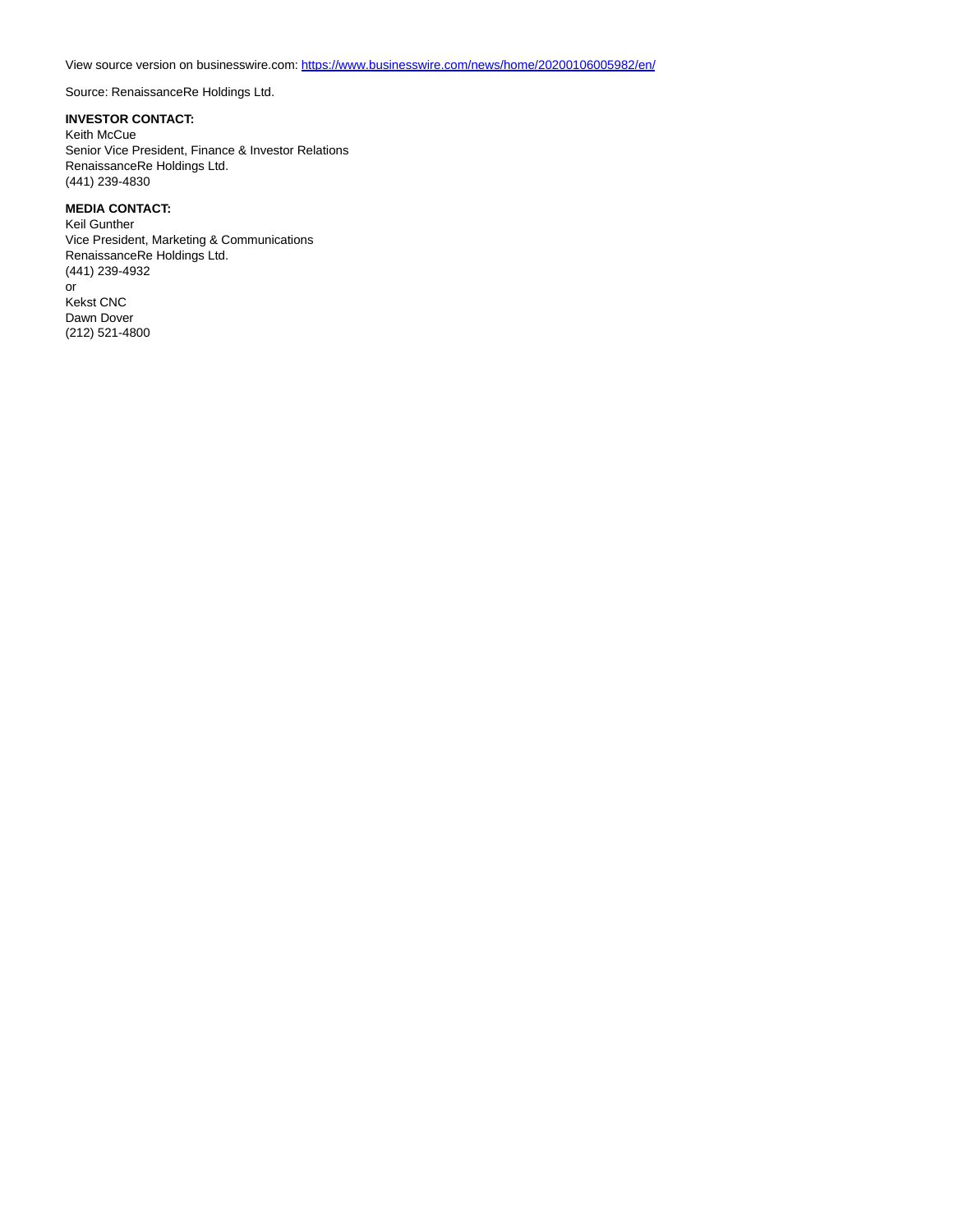View source version on businesswire.com: https://www.businesswire.com/news/home/20200106005982/en/

Source: RenaissanceRe Holdings Ltd.

**INVESTOR CONTACT:**
Keith McCue
Senior Vice President, Finance & Investor Relations
RenaissanceRe Holdings Ltd.
(441) 239-4830

**MEDIA CONTACT:**
Keil Gunther
Vice President, Marketing & Communications
RenaissanceRe Holdings Ltd.
(441) 239-4932
or
Kekst CNC
Dawn Dover
(212) 521-4800